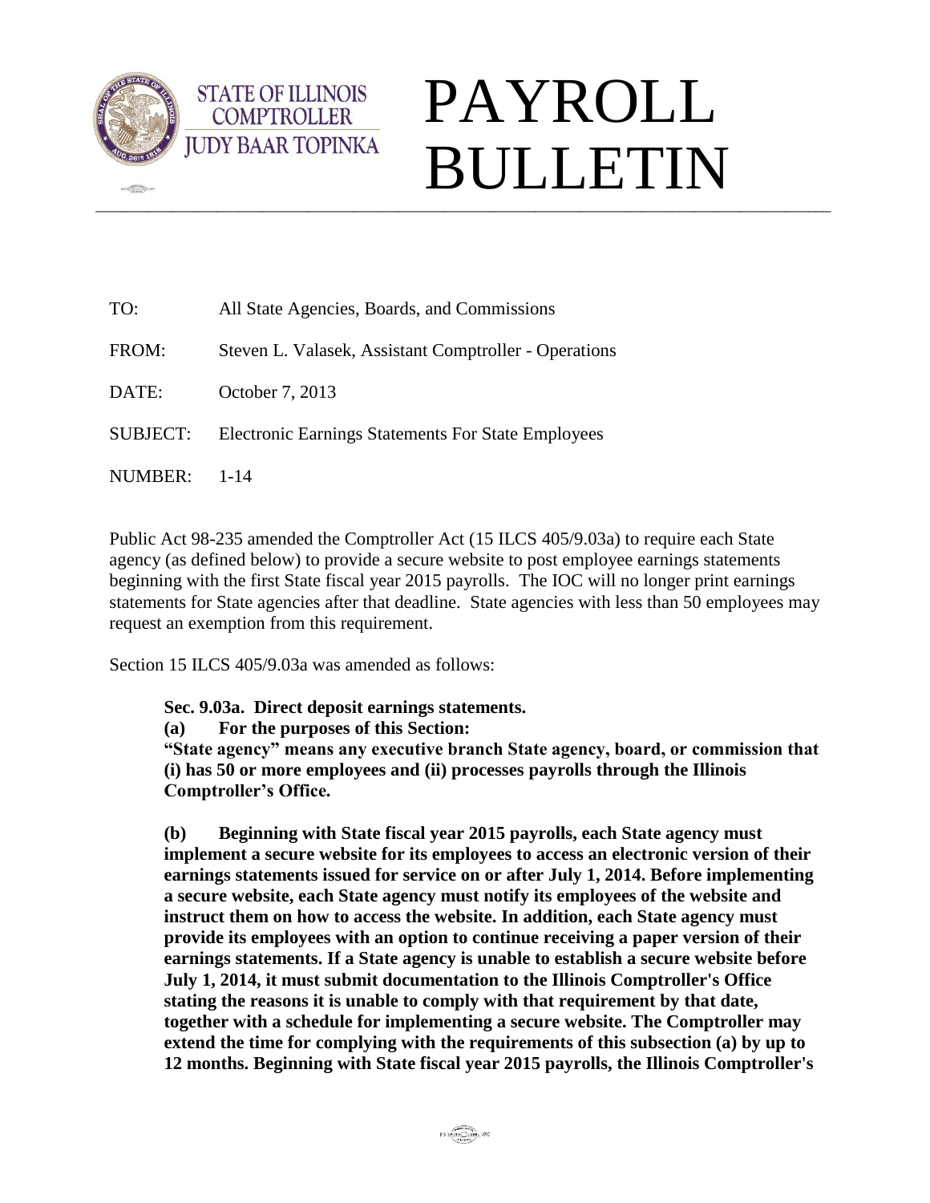STATE OF ILLINOIS
COMPTROLLER
JUDY BAAR TOPINKA

# PAYROLL BULLETIN

TO: All State Agencies, Boards, and Commissions

FROM: Steven L. Valasek, Assistant Comptroller - Operations

DATE: October 7, 2013

SUBJECT: Electronic Earnings Statements For State Employees

NUMBER: 1-14

Public Act 98-235 amended the Comptroller Act (15 ILCS 405/9.03a) to require each State agency (as defined below) to provide a secure website to post employee earnings statements beginning with the first State fiscal year 2015 payrolls. The IOC will no longer print earnings statements for State agencies after that deadline. State agencies with less than 50 employees may request an exemption from this requirement.

Section 15 ILCS 405/9.03a was amended as follows:

> **Sec. 9.03a. Direct deposit earnings statements.**
>
> **(a) For the purposes of this Section:**
>
> **"State agency" means any executive branch State agency, board, or commission that (i) has 50 or more employees and (ii) processes payrolls through the Illinois Comptroller's Office.**
>
> **(b) Beginning with State fiscal year 2015 payrolls, each State agency must implement a secure website for its employees to access an electronic version of their earnings statements issued for service on or after July 1, 2014. Before implementing a secure website, each State agency must notify its employees of the website and instruct them on how to access the website. In addition, each State agency must provide its employees with an option to continue receiving a paper version of their earnings statements. If a State agency is unable to establish a secure website before July 1, 2014, it must submit documentation to the Illinois Comptroller's Office stating the reasons it is unable to comply with that requirement by that date, together with a schedule for implementing a secure website. The Comptroller may extend the time for complying with the requirements of this subsection (a) by up to 12 months. Beginning with State fiscal year 2015 payrolls, the Illinois Comptroller's**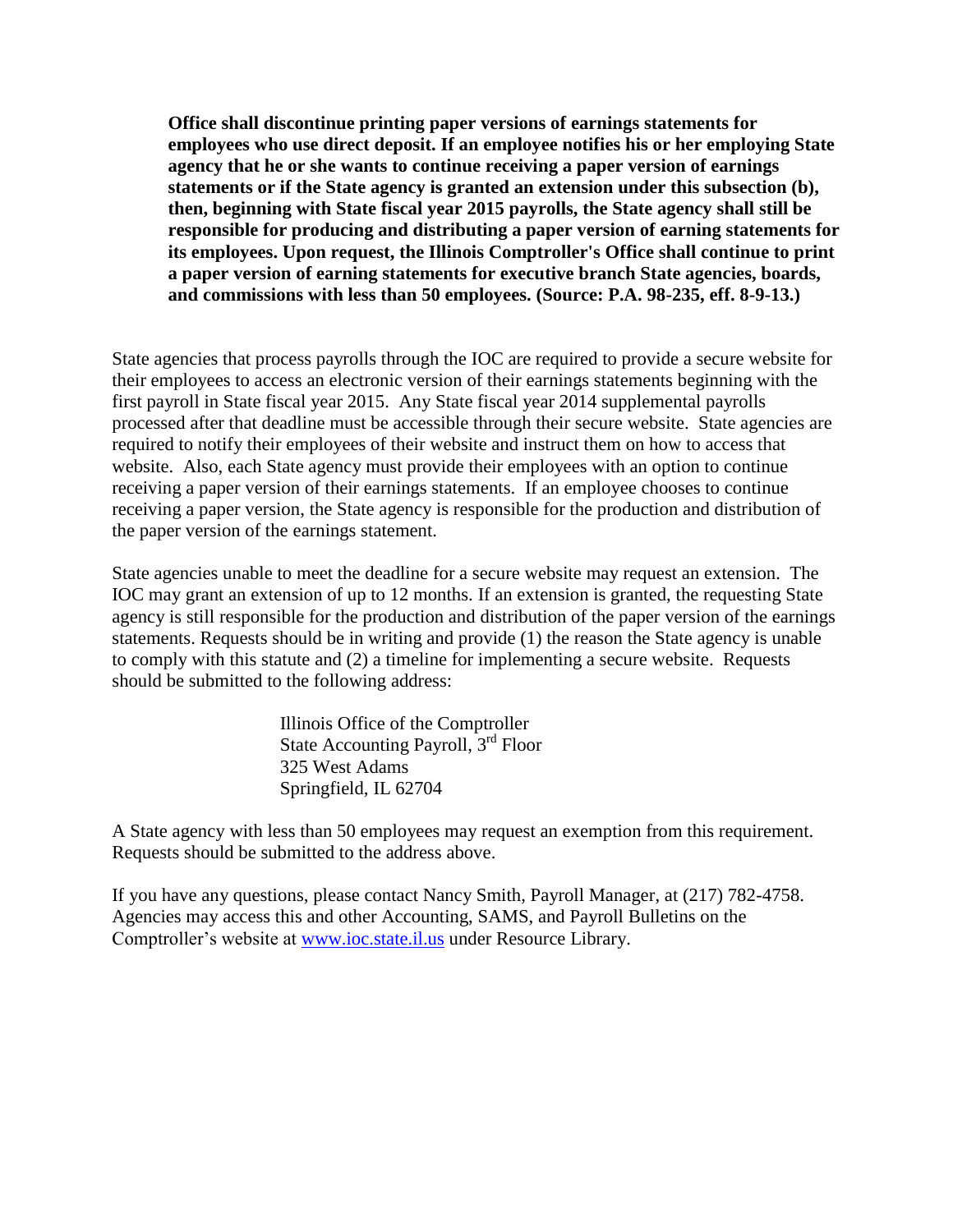**Office shall discontinue printing paper versions of earnings statements for employees who use direct deposit. If an employee notifies his or her employing State agency that he or she wants to continue receiving a paper version of earnings statements or if the State agency is granted an extension under this subsection (b), then, beginning with State fiscal year 2015 payrolls, the State agency shall still be responsible for producing and distributing a paper version of earning statements for its employees. Upon request, the Illinois Comptroller's Office shall continue to print a paper version of earning statements for executive branch State agencies, boards, and commissions with less than 50 employees. (Source: P.A. 98-235, eff. 8-9-13.)**

State agencies that process payrolls through the IOC are required to provide a secure website for their employees to access an electronic version of their earnings statements beginning with the first payroll in State fiscal year 2015. Any State fiscal year 2014 supplemental payrolls processed after that deadline must be accessible through their secure website. State agencies are required to notify their employees of their website and instruct them on how to access that website. Also, each State agency must provide their employees with an option to continue receiving a paper version of their earnings statements. If an employee chooses to continue receiving a paper version, the State agency is responsible for the production and distribution of the paper version of the earnings statement.

State agencies unable to meet the deadline for a secure website may request an extension. The IOC may grant an extension of up to 12 months. If an extension is granted, the requesting State agency is still responsible for the production and distribution of the paper version of the earnings statements. Requests should be in writing and provide (1) the reason the State agency is unable to comply with this statute and (2) a timeline for implementing a secure website. Requests should be submitted to the following address:

Illinois Office of the Comptroller
State Accounting Payroll, 3rd Floor
325 West Adams
Springfield, IL 62704

A State agency with less than 50 employees may request an exemption from this requirement. Requests should be submitted to the address above.

If you have any questions, please contact Nancy Smith, Payroll Manager, at (217) 782-4758. Agencies may access this and other Accounting, SAMS, and Payroll Bulletins on the Comptroller's website at www.ioc.state.il.us under Resource Library.